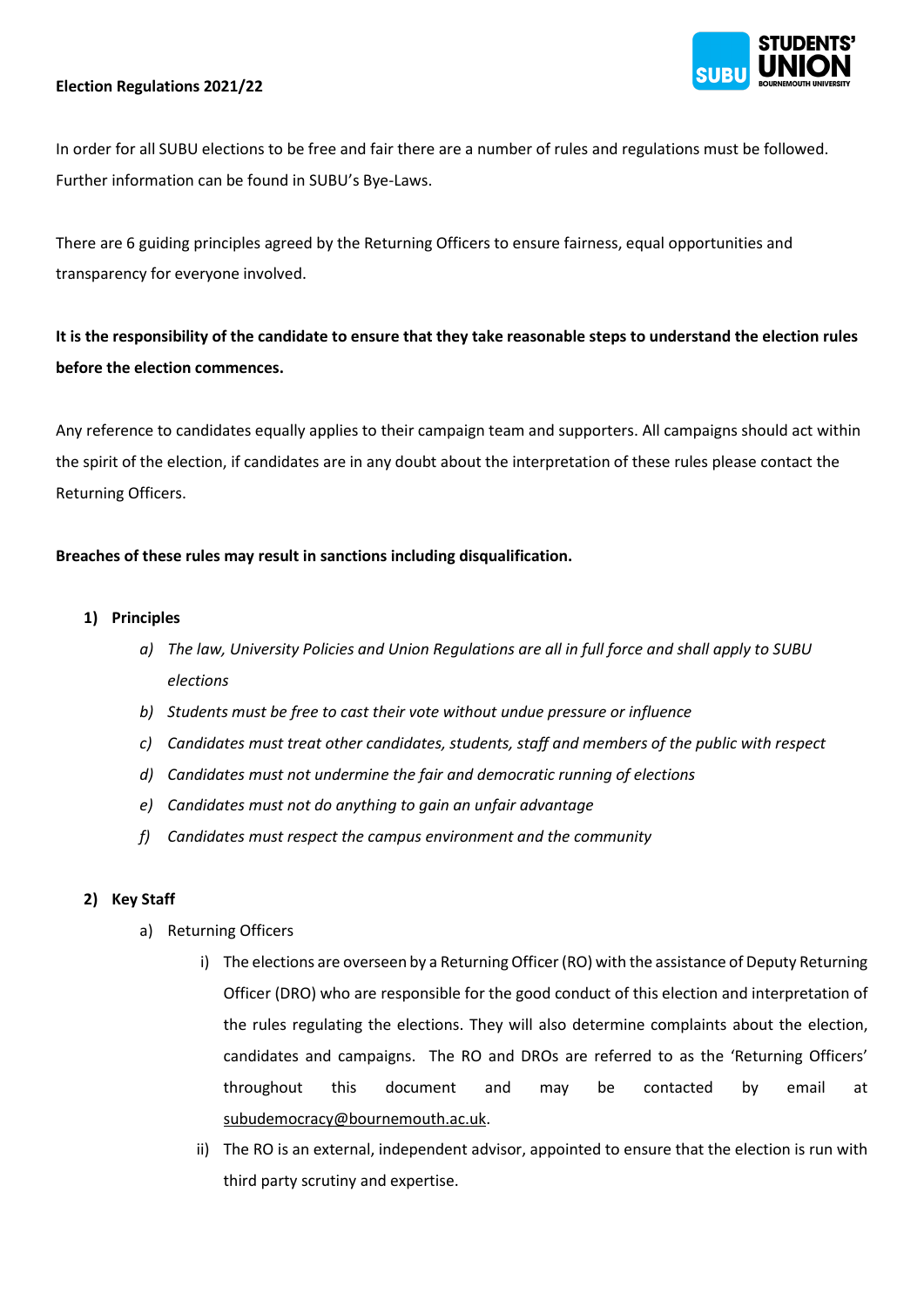**Election Regulations 2021/22**

In order for all SUBU elections to be free and fair there are a number of rules and regulations must be followed. Further information can be found in SUBU's Bye-Laws.

There are 6 guiding principles agreed by the Returning Officers to ensure fairness, equal opportunities and transparency for everyone involved.

**It is the responsibility of the candidate to ensure that they take reasonable steps to understand the election rules before the election commences.**

Any reference to candidates equally applies to their campaign team and supporters. All campaigns should act within the spirit of the election, if candidates are in any doubt about the interpretation of these rules please contact the Returning Officers.

**Breaches of these rules may result in sanctions including disqualification.**

1) **Principles**
    a) *The law, University Policies and Union Regulations are all in full force and shall apply to SUBU elections*
    b) *Students must be free to cast their vote without undue pressure or influence*
    c) *Candidates must treat other candidates, students, staff and members of the public with respect*
    d) *Candidates must not undermine the fair and democratic running of elections*
    e) *Candidates must not do anything to gain an unfair advantage*
    f) *Candidates must respect the campus environment and the community*

2) **Key Staff**
    a) Returning Officers
        i) The elections are overseen by a Returning Officer (RO) with the assistance of Deputy Returning Officer (DRO) who are responsible for the good conduct of this election and interpretation of the rules regulating the elections. They will also determine complaints about the election, candidates and campaigns. The RO and DROs are referred to as the 'Returning Officers' throughout this document and may be contacted by email at subudemocracy@bournemouth.ac.uk.
        ii) The RO is an external, independent advisor, appointed to ensure that the election is run with third party scrutiny and expertise.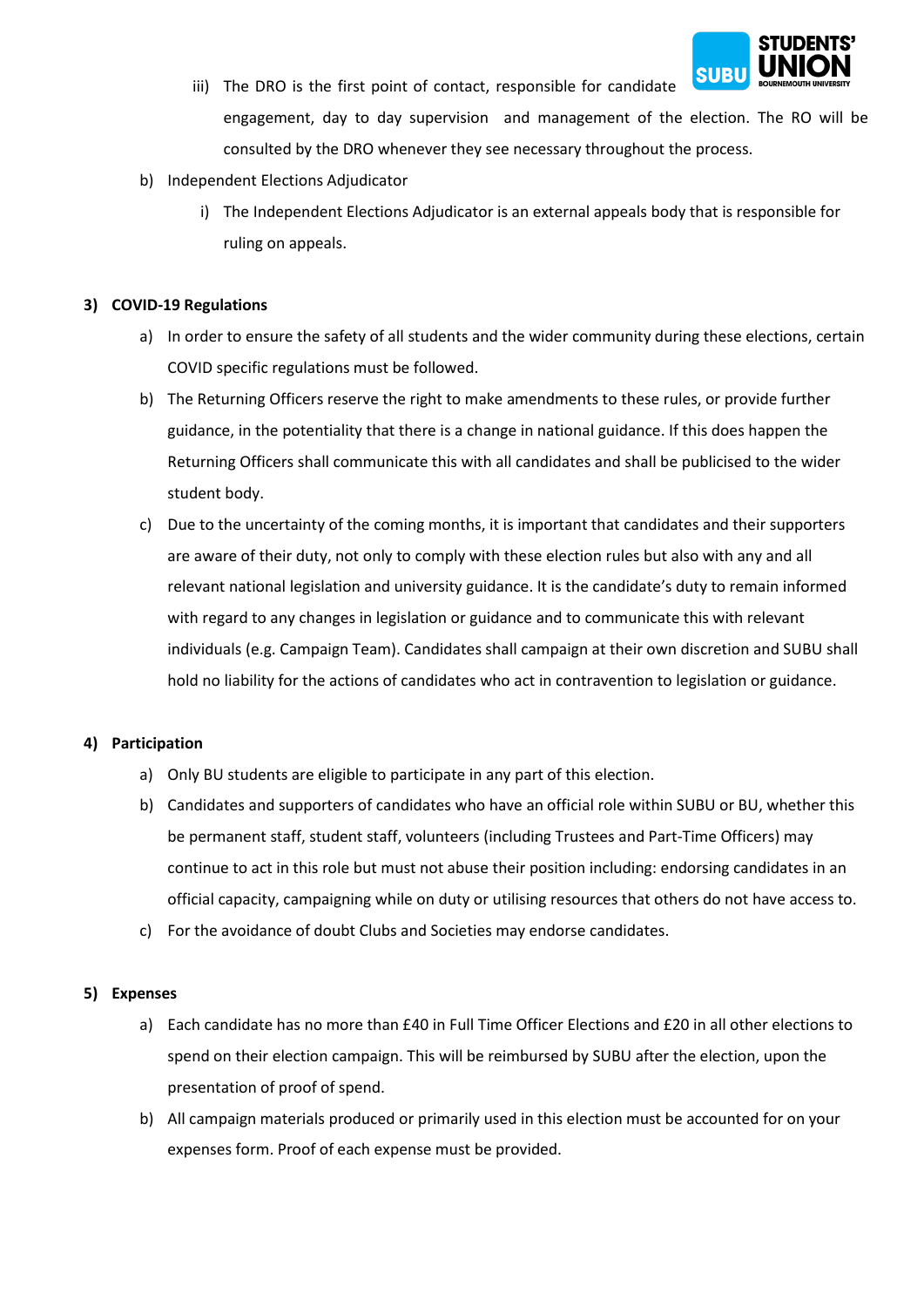iii) The DRO is the first point of contact, responsible for candidate engagement, day to day supervision and management of the election. The RO will be consulted by the DRO whenever they see necessary throughout the process.

b) Independent Elections Adjudicator

i) The Independent Elections Adjudicator is an external appeals body that is responsible for ruling on appeals.

**3) COVID-19 Regulations**

a) In order to ensure the safety of all students and the wider community during these elections, certain COVID specific regulations must be followed.

b) The Returning Officers reserve the right to make amendments to these rules, or provide further guidance, in the potentiality that there is a change in national guidance. If this does happen the Returning Officers shall communicate this with all candidates and shall be publicised to the wider student body.

c) Due to the uncertainty of the coming months, it is important that candidates and their supporters are aware of their duty, not only to comply with these election rules but also with any and all relevant national legislation and university guidance. It is the candidate's duty to remain informed with regard to any changes in legislation or guidance and to communicate this with relevant individuals (e.g. Campaign Team). Candidates shall campaign at their own discretion and SUBU shall hold no liability for the actions of candidates who act in contravention to legislation or guidance.

**4) Participation**

a) Only BU students are eligible to participate in any part of this election.

b) Candidates and supporters of candidates who have an official role within SUBU or BU, whether this be permanent staff, student staff, volunteers (including Trustees and Part-Time Officers) may continue to act in this role but must not abuse their position including: endorsing candidates in an official capacity, campaigning while on duty or utilising resources that others do not have access to.

c) For the avoidance of doubt Clubs and Societies may endorse candidates.

**5) Expenses**

a) Each candidate has no more than £40 in Full Time Officer Elections and £20 in all other elections to spend on their election campaign. This will be reimbursed by SUBU after the election, upon the presentation of proof of spend.

b) All campaign materials produced or primarily used in this election must be accounted for on your expenses form. Proof of each expense must be provided.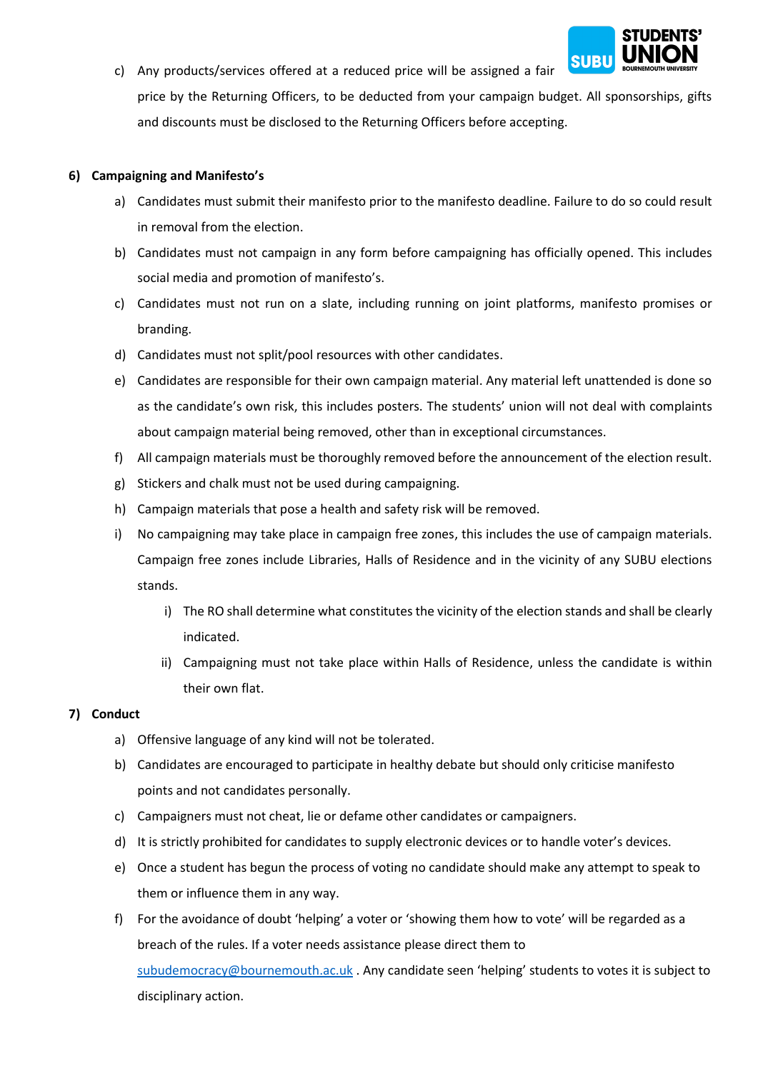c) Any products/services offered at a reduced price will be assigned a fair price by the Returning Officers, to be deducted from your campaign budget. All sponsorships, gifts and discounts must be disclosed to the Returning Officers before accepting.

**6) Campaigning and Manifesto's**

a) Candidates must submit their manifesto prior to the manifesto deadline. Failure to do so could result in removal from the election.

b) Candidates must not campaign in any form before campaigning has officially opened. This includes social media and promotion of manifesto's.

c) Candidates must not run on a slate, including running on joint platforms, manifesto promises or branding.

d) Candidates must not split/pool resources with other candidates.

e) Candidates are responsible for their own campaign material. Any material left unattended is done so as the candidate's own risk, this includes posters. The students' union will not deal with complaints about campaign material being removed, other than in exceptional circumstances.

f) All campaign materials must be thoroughly removed before the announcement of the election result.

g) Stickers and chalk must not be used during campaigning.

h) Campaign materials that pose a health and safety risk will be removed.

i) No campaigning may take place in campaign free zones, this includes the use of campaign materials. Campaign free zones include Libraries, Halls of Residence and in the vicinity of any SUBU elections stands.

  i) The RO shall determine what constitutes the vicinity of the election stands and shall be clearly indicated.

  ii) Campaigning must not take place within Halls of Residence, unless the candidate is within their own flat.

**7) Conduct**

a) Offensive language of any kind will not be tolerated.

b) Candidates are encouraged to participate in healthy debate but should only criticise manifesto points and not candidates personally.

c) Campaigners must not cheat, lie or defame other candidates or campaigners.

d) It is strictly prohibited for candidates to supply electronic devices or to handle voter's devices.

e) Once a student has begun the process of voting no candidate should make any attempt to speak to them or influence them in any way.

f) For the avoidance of doubt 'helping' a voter or 'showing them how to vote' will be regarded as a breach of the rules. If a voter needs assistance please direct them to subudemocracy@bournemouth.ac.uk . Any candidate seen 'helping' students to votes it is subject to disciplinary action.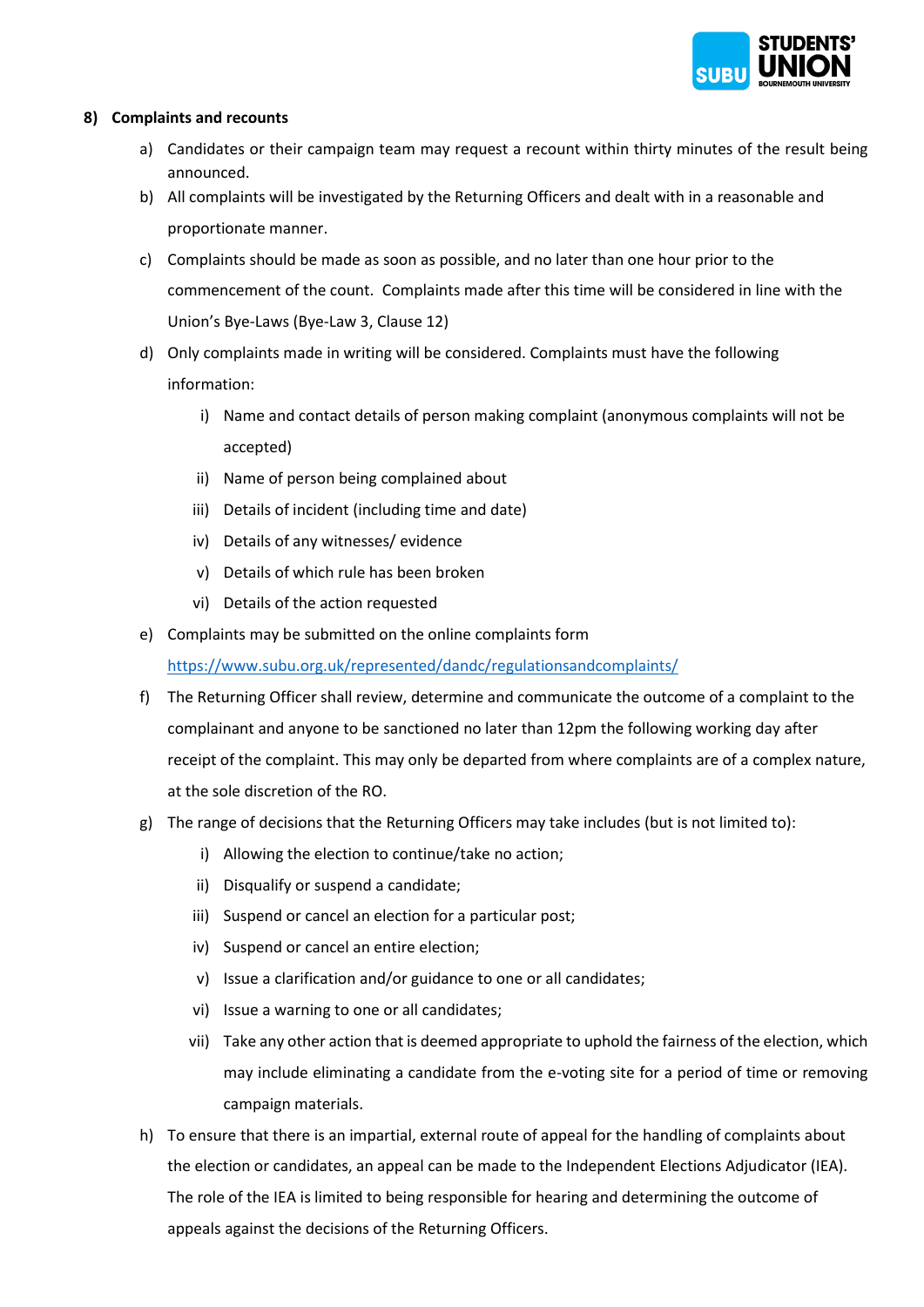## 8) Complaints and recounts

a) Candidates or their campaign team may request a recount within thirty minutes of the result being announced.

b) All complaints will be investigated by the Returning Officers and dealt with in a reasonable and proportionate manner.

c) Complaints should be made as soon as possible, and no later than one hour prior to the commencement of the count. Complaints made after this time will be considered in line with the Union's Bye-Laws (Bye-Law 3, Clause 12)

d) Only complaints made in writing will be considered. Complaints must have the following information:

   i) Name and contact details of person making complaint (anonymous complaints will not be accepted)

   ii) Name of person being complained about

   iii) Details of incident (including time and date)

   iv) Details of any witnesses/ evidence

   v) Details of which rule has been broken

   vi) Details of the action requested

e) Complaints may be submitted on the online complaints form https://www.subu.org.uk/represented/dandc/regulationsandcomplaints/

f) The Returning Officer shall review, determine and communicate the outcome of a complaint to the complainant and anyone to be sanctioned no later than 12pm the following working day after receipt of the complaint. This may only be departed from where complaints are of a complex nature, at the sole discretion of the RO.

g) The range of decisions that the Returning Officers may take includes (but is not limited to):

   i) Allowing the election to continue/take no action;

   ii) Disqualify or suspend a candidate;

   iii) Suspend or cancel an election for a particular post;

   iv) Suspend or cancel an entire election;

   v) Issue a clarification and/or guidance to one or all candidates;

   vi) Issue a warning to one or all candidates;

   vii) Take any other action that is deemed appropriate to uphold the fairness of the election, which may include eliminating a candidate from the e-voting site for a period of time or removing campaign materials.

h) To ensure that there is an impartial, external route of appeal for the handling of complaints about the election or candidates, an appeal can be made to the Independent Elections Adjudicator (IEA). The role of the IEA is limited to being responsible for hearing and determining the outcome of appeals against the decisions of the Returning Officers.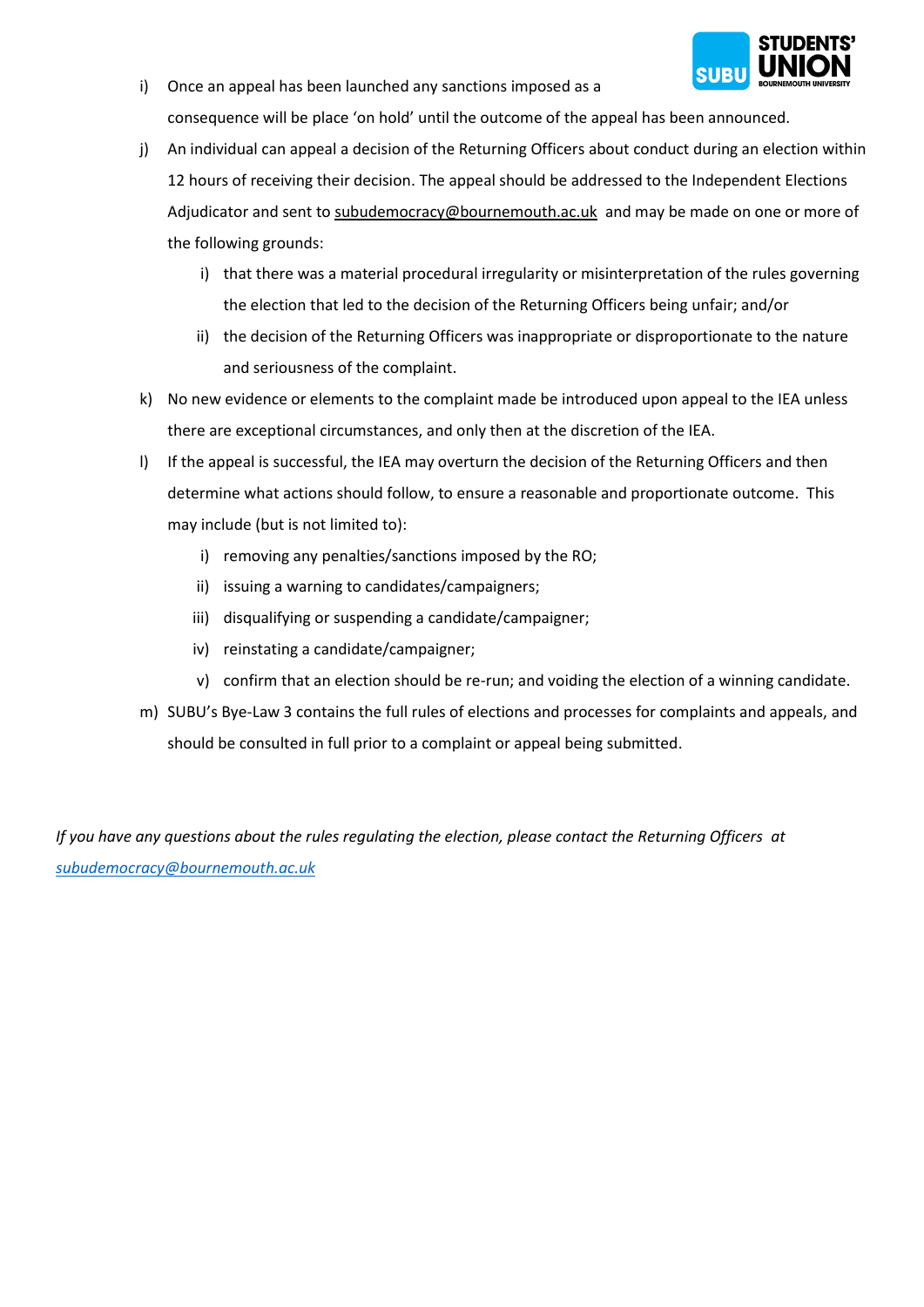i) Once an appeal has been launched any sanctions imposed as a consequence will be place 'on hold' until the outcome of the appeal has been announced.

j) An individual can appeal a decision of the Returning Officers about conduct during an election within 12 hours of receiving their decision. The appeal should be addressed to the Independent Elections Adjudicator and sent to subudemocracy@bournemouth.ac.uk and may be made on one or more of the following grounds:

    i) that there was a material procedural irregularity or misinterpretation of the rules governing the election that led to the decision of the Returning Officers being unfair; and/or

    ii) the decision of the Returning Officers was inappropriate or disproportionate to the nature and seriousness of the complaint.

k) No new evidence or elements to the complaint made be introduced upon appeal to the IEA unless there are exceptional circumstances, and only then at the discretion of the IEA.

l) If the appeal is successful, the IEA may overturn the decision of the Returning Officers and then determine what actions should follow, to ensure a reasonable and proportionate outcome. This may include (but is not limited to):

    i) removing any penalties/sanctions imposed by the RO;

    ii) issuing a warning to candidates/campaigners;

    iii) disqualifying or suspending a candidate/campaigner;

    iv) reinstating a candidate/campaigner;

    v) confirm that an election should be re-run; and voiding the election of a winning candidate.

m) SUBU's Bye-Law 3 contains the full rules of elections and processes for complaints and appeals, and should be consulted in full prior to a complaint or appeal being submitted.

*If you have any questions about the rules regulating the election, please contact the Returning Officers at subudemocracy@bournemouth.ac.uk*